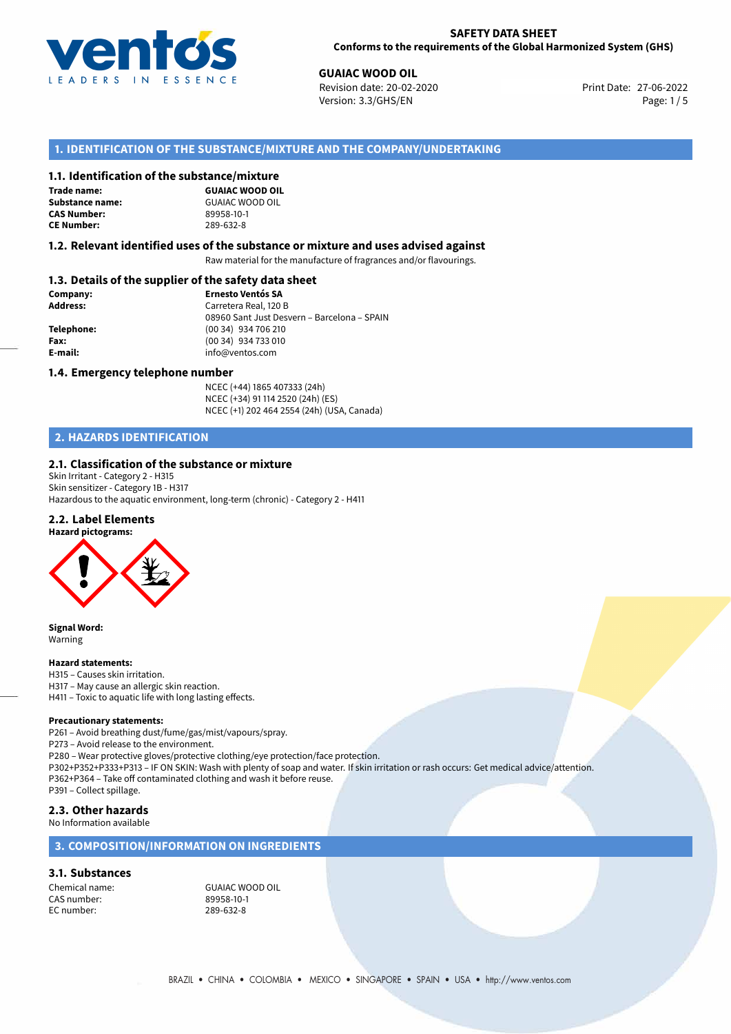**SAFETY DATA SHEET**
**Conforms to the requirements of the Global Harmonized System (GHS)**

**GUAIAC WOOD OIL**
Revision date: 20-02-2020
Version: 3.3/GHS/EN

Print Date: 27-06-2022

## 1. IDENTIFICATION OF THE SUBSTANCE/MIXTURE AND THE COMPANY/UNDERTAKING

### 1.1. Identification of the substance/mixture

| | |
|---|---|
| **Trade name:** | **GUAIAC WOOD OIL** |
| **Substance name:** | GUAIAC WOOD OIL |
| **CAS Number:** | 89958-10-1 |
| **CE Number:** | 289-632-8 |

### 1.2. Relevant identified uses of the substance or mixture and uses advised against

Raw material for the manufacture of fragrances and/or flavourings.

### 1.3. Details of the supplier of the safety data sheet

| | |
|---|---|
| **Company:** | **Ernesto Ventós SA** |
| **Address:** | Carretera Real, 120 B<br>08960 Sant Just Desvern – Barcelona – SPAIN |
| **Telephone:** | (00 34) 934 706 210 |
| **Fax:** | (00 34) 934 733 010 |
| **E-mail:** | info@ventos.com |

### 1.4. Emergency telephone number

NCEC (+44) 1865 407333 (24h)
NCEC (+34) 91 114 2520 (24h) (ES)
NCEC (+1) 202 464 2554 (24h) (USA, Canada)

## 2. HAZARDS IDENTIFICATION

### 2.1. Classification of the substance or mixture

Skin Irritant - Category 2 - H315
Skin sensitizer - Category 1B - H317
Hazardous to the aquatic environment, long-term (chronic) - Category 2 - H411

### 2.2. Label Elements

**Hazard pictograms:**

**Signal Word:**
Warning

**Hazard statements:**
H315 – Causes skin irritation.
H317 – May cause an allergic skin reaction.
H411 – Toxic to aquatic life with long lasting effects.

**Precautionary statements:**
P261 – Avoid breathing dust/fume/gas/mist/vapours/spray.
P273 – Avoid release to the environment.
P280 – Wear protective gloves/protective clothing/eye protection/face protection.
P302+P352+P333+P313 – IF ON SKIN: Wash with plenty of soap and water. If skin irritation or rash occurs: Get medical advice/attention.
P362+P364 – Take off contaminated clothing and wash it before reuse.
P391 – Collect spillage.

### 2.3. Other hazards

No Information available

## 3. COMPOSITION/INFORMATION ON INGREDIENTS

### 3.1. Substances

| | |
|---|---|
| Chemical name: | GUAIAC WOOD OIL |
| CAS number: | 89958-10-1 |
| EC number: | 289-632-8 |

BRAZIL • CHINA • COLOMBIA • MEXICO • SINGAPORE • SPAIN • USA • http://www.ventos.com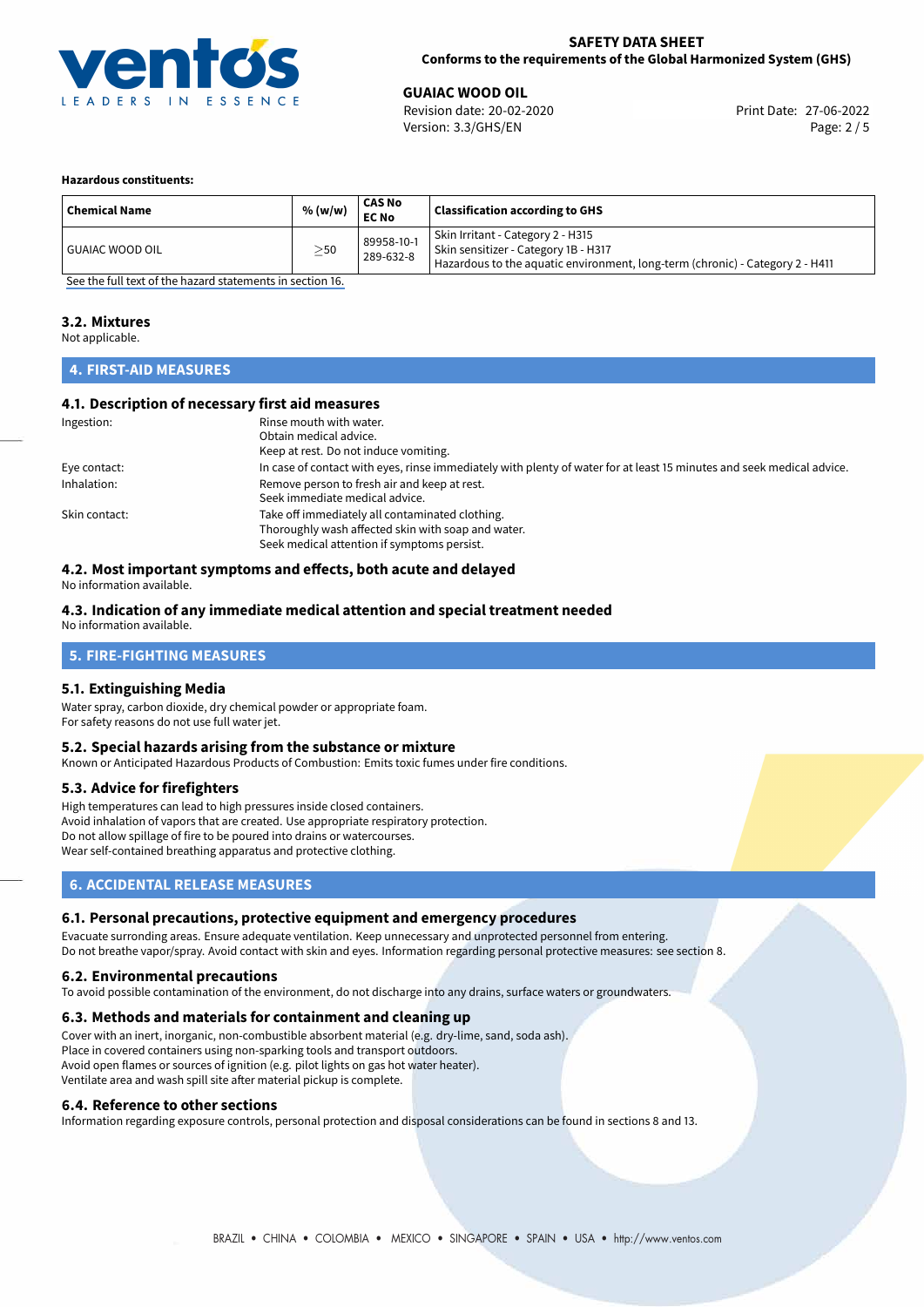**Hazardous constituents:**

| Chemical Name | % (w/w) | CAS No<br>EC No | Classification according to GHS |
|---|---|---|---|
| GUAIAC WOOD OIL | ≥50 | 89958-10-1<br>289-632-8 | Skin Irritant - Category 2 - H315<br>Skin sensitizer - Category 1B - H317<br>Hazardous to the aquatic environment, long-term (chronic) - Category 2 - H411 |

See the full text of the hazard statements in section 16.

### 3.2. Mixtures

Not applicable.

## 4. FIRST-AID MEASURES

### 4.1. Description of necessary first aid measures

Ingestion: Rinse mouth with water.
Obtain medical advice.
Keep at rest. Do not induce vomiting.

Eye contact: In case of contact with eyes, rinse immediately with plenty of water for at least 15 minutes and seek medical advice.

Inhalation: Remove person to fresh air and keep at rest.
Seek immediate medical advice.

Skin contact: Take off immediately all contaminated clothing.
Thoroughly wash affected skin with soap and water.
Seek medical attention if symptoms persist.

### 4.2. Most important symptoms and effects, both acute and delayed

No information available.

### 4.3. Indication of any immediate medical attention and special treatment needed

No information available.

## 5. FIRE-FIGHTING MEASURES

### 5.1. Extinguishing Media

Water spray, carbon dioxide, dry chemical powder or appropriate foam.
For safety reasons do not use full water jet.

### 5.2. Special hazards arising from the substance or mixture

Known or Anticipated Hazardous Products of Combustion: Emits toxic fumes under fire conditions.

### 5.3. Advice for firefighters

High temperatures can lead to high pressures inside closed containers.
Avoid inhalation of vapors that are created. Use appropriate respiratory protection.
Do not allow spillage of fire to be poured into drains or watercourses.
Wear self-contained breathing apparatus and protective clothing.

## 6. ACCIDENTAL RELEASE MEASURES

### 6.1. Personal precautions, protective equipment and emergency procedures

Evacuate surronding areas. Ensure adequate ventilation. Keep unnecessary and unprotected personnel from entering.
Do not breathe vapor/spray. Avoid contact with skin and eyes. Information regarding personal protective measures: see section 8.

### 6.2. Environmental precautions

To avoid possible contamination of the environment, do not discharge into any drains, surface waters or groundwaters.

### 6.3. Methods and materials for containment and cleaning up

Cover with an inert, inorganic, non-combustible absorbent material (e.g. dry-lime, sand, soda ash).
Place in covered containers using non-sparking tools and transport outdoors.
Avoid open flames or sources of ignition (e.g. pilot lights on gas hot water heater).
Ventilate area and wash spill site after material pickup is complete.

### 6.4. Reference to other sections

Information regarding exposure controls, personal protection and disposal considerations can be found in sections 8 and 13.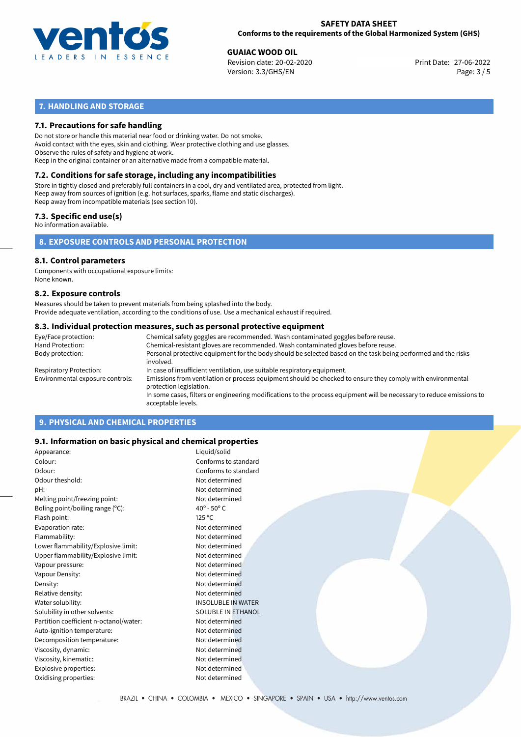## 7. HANDLING AND STORAGE

### 7.1. Precautions for safe handling

Do not store or handle this material near food or drinking water. Do not smoke.
Avoid contact with the eyes, skin and clothing. Wear protective clothing and use glasses.
Observe the rules of safety and hygiene at work.
Keep in the original container or an alternative made from a compatible material.

### 7.2. Conditions for safe storage, including any incompatibilities

Store in tightly closed and preferably full containers in a cool, dry and ventilated area, protected from light.
Keep away from sources of ignition (e.g. hot surfaces, sparks, flame and static discharges).
Keep away from incompatible materials (see section 10).

### 7.3. Specific end use(s)

No information available.

## 8. EXPOSURE CONTROLS AND PERSONAL PROTECTION

### 8.1. Control parameters

Components with occupational exposure limits:
None known.

### 8.2. Exposure controls

Measures should be taken to prevent materials from being splashed into the body.
Provide adequate ventilation, according to the conditions of use. Use a mechanical exhaust if required.

### 8.3. Individual protection measures, such as personal protective equipment

| | |
|---|---|
| Eye/Face protection: | Chemical safety goggles are recommended. Wash contaminated goggles before reuse. |
| Hand Protection: | Chemical-resistant gloves are recommended. Wash contaminated gloves before reuse. |
| Body protection: | Personal protective equipment for the body should be selected based on the task being performed and the risks involved. |
| Respiratory Protection: | In case of insufficient ventilation, use suitable respiratory equipment. |
| Environmental exposure controls: | Emissions from ventilation or process equipment should be checked to ensure they comply with environmental protection legislation. In some cases, filters or engineering modifications to the process equipment will be necessary to reduce emissions to acceptable levels. |

## 9. PHYSICAL AND CHEMICAL PROPERTIES

### 9.1. Information on basic physical and chemical properties

| | |
|---|---|
| Appearance: | Liquid/solid |
| Colour: | Conforms to standard |
| Odour: | Conforms to standard |
| Odour theshold: | Not determined |
| pH: | Not determined |
| Melting point/freezing point: | Not determined |
| Boling point/boiling range (°C): | 40° - 50° C |
| Flash point: | 125 °C |
| Evaporation rate: | Not determined |
| Flammability: | Not determined |
| Lower flammability/Explosive limit: | Not determined |
| Upper flammability/Explosive limit: | Not determined |
| Vapour pressure: | Not determined |
| Vapour Density: | Not determined |
| Density: | Not determined |
| Relative density: | Not determined |
| Water solubility: | INSOLUBLE IN WATER |
| Solubility in other solvents: | SOLUBLE IN ETHANOL |
| Partition coefficient n-octanol/water: | Not determined |
| Auto-ignition temperature: | Not determined |
| Decomposition temperature: | Not determined |
| Viscosity, dynamic: | Not determined |
| Viscosity, kinematic: | Not determined |
| Explosive properties: | Not determined |
| Oxidising properties: | Not determined |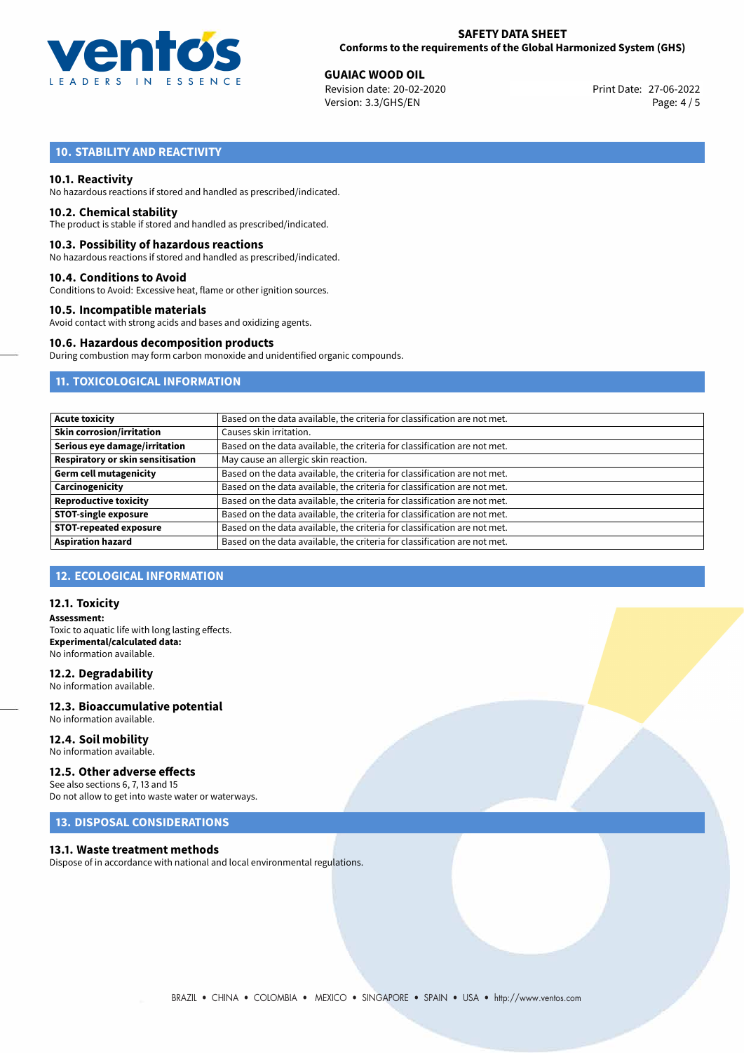## 10. STABILITY AND REACTIVITY

### 10.1. Reactivity

No hazardous reactions if stored and handled as prescribed/indicated.

### 10.2. Chemical stability

The product is stable if stored and handled as prescribed/indicated.

### 10.3. Possibility of hazardous reactions

No hazardous reactions if stored and handled as prescribed/indicated.

### 10.4. Conditions to Avoid

Conditions to Avoid: Excessive heat, flame or other ignition sources.

### 10.5. Incompatible materials

Avoid contact with strong acids and bases and oxidizing agents.

### 10.6. Hazardous decomposition products

During combustion may form carbon monoxide and unidentified organic compounds.

## 11. TOXICOLOGICAL INFORMATION

| | |
|---|---|
| **Acute toxicity** | Based on the data available, the criteria for classification are not met. |
| **Skin corrosion/irritation** | Causes skin irritation. |
| **Serious eye damage/irritation** | Based on the data available, the criteria for classification are not met. |
| **Respiratory or skin sensitisation** | May cause an allergic skin reaction. |
| **Germ cell mutagenicity** | Based on the data available, the criteria for classification are not met. |
| **Carcinogenicity** | Based on the data available, the criteria for classification are not met. |
| **Reproductive toxicity** | Based on the data available, the criteria for classification are not met. |
| **STOT-single exposure** | Based on the data available, the criteria for classification are not met. |
| **STOT-repeated exposure** | Based on the data available, the criteria for classification are not met. |
| **Aspiration hazard** | Based on the data available, the criteria for classification are not met. |

## 12. ECOLOGICAL INFORMATION

### 12.1. Toxicity

**Assessment:**
Toxic to aquatic life with long lasting effects.
**Experimental/calculated data:**
No information available.

### 12.2. Degradability

No information available.

### 12.3. Bioaccumulative potential

No information available.

### 12.4. Soil mobility

No information available.

### 12.5. Other adverse effects

See also sections 6, 7, 13 and 15
Do not allow to get into waste water or waterways.

## 13. DISPOSAL CONSIDERATIONS

### 13.1. Waste treatment methods

Dispose of in accordance with national and local environmental regulations.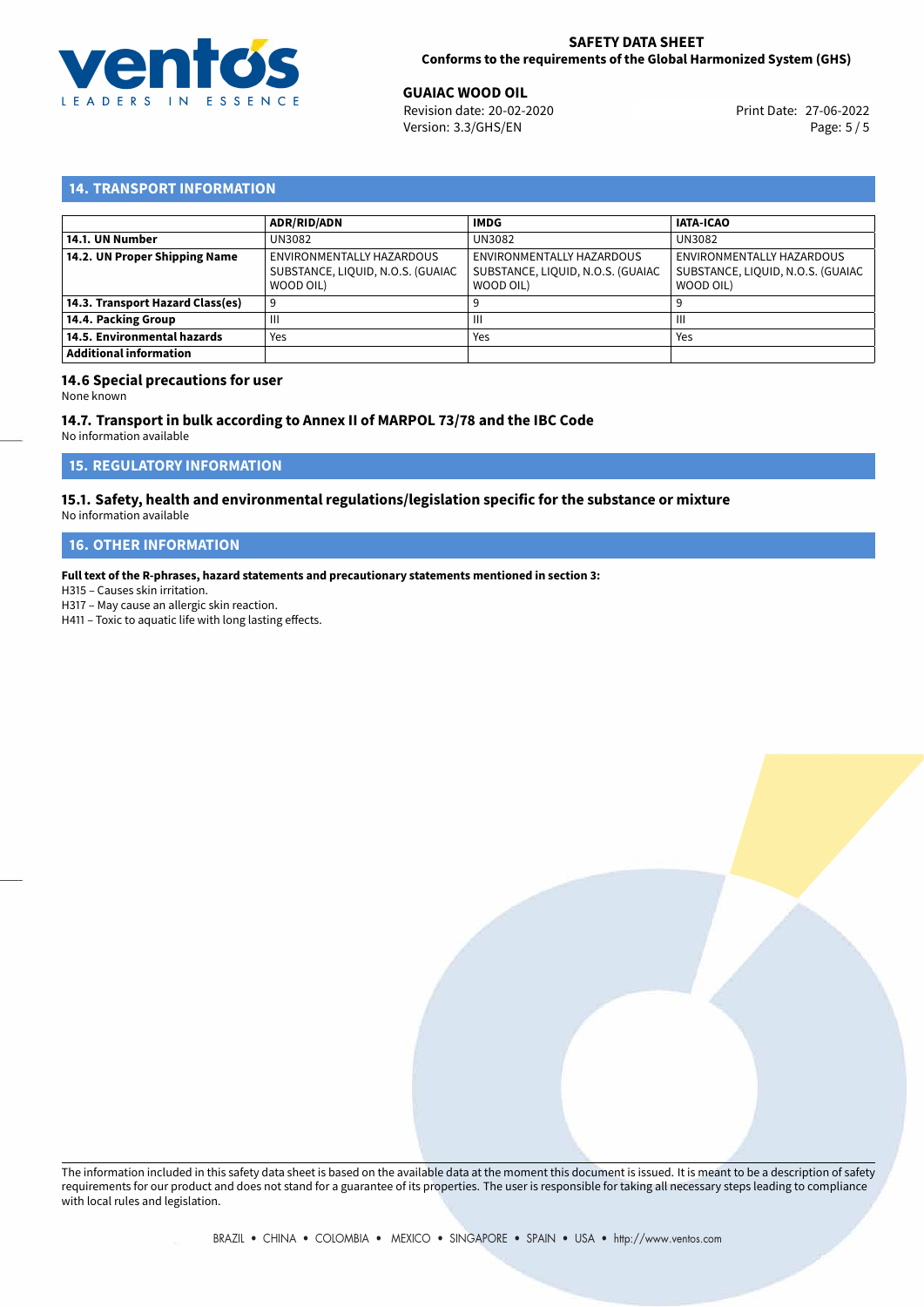## 14. TRANSPORT INFORMATION

| | ADR/RID/ADN | IMDG | IATA-ICAO |
|---|---|---|---|
| **14.1. UN Number** | UN3082 | UN3082 | UN3082 |
| **14.2. UN Proper Shipping Name** | ENVIRONMENTALLY HAZARDOUS SUBSTANCE, LIQUID, N.O.S. (GUAIAC WOOD OIL) | ENVIRONMENTALLY HAZARDOUS SUBSTANCE, LIQUID, N.O.S. (GUAIAC WOOD OIL) | ENVIRONMENTALLY HAZARDOUS SUBSTANCE, LIQUID, N.O.S. (GUAIAC WOOD OIL) |
| **14.3. Transport Hazard Class(es)** | 9 | 9 | 9 |
| **14.4. Packing Group** | III | III | III |
| **14.5. Environmental hazards** | Yes | Yes | Yes |
| **Additional information** | | | |

### 14.6 Special precautions for user

None known

### 14.7. Transport in bulk according to Annex II of MARPOL 73/78 and the IBC Code

No information available

## 15. REGULATORY INFORMATION

### 15.1. Safety, health and environmental regulations/legislation specific for the substance or mixture

No information available

## 16. OTHER INFORMATION

**Full text of the R-phrases, hazard statements and precautionary statements mentioned in section 3:**

H315 – Causes skin irritation.
H317 – May cause an allergic skin reaction.
H411 – Toxic to aquatic life with long lasting effects.

The information included in this safety data sheet is based on the available data at the moment this document is issued. It is meant to be a description of safety requirements for our product and does not stand for a guarantee of its properties. The user is responsible for taking all necessary steps leading to compliance with local rules and legislation.

BRAZIL • CHINA • COLOMBIA • MEXICO • SINGAPORE • SPAIN • USA • http://www.ventos.com